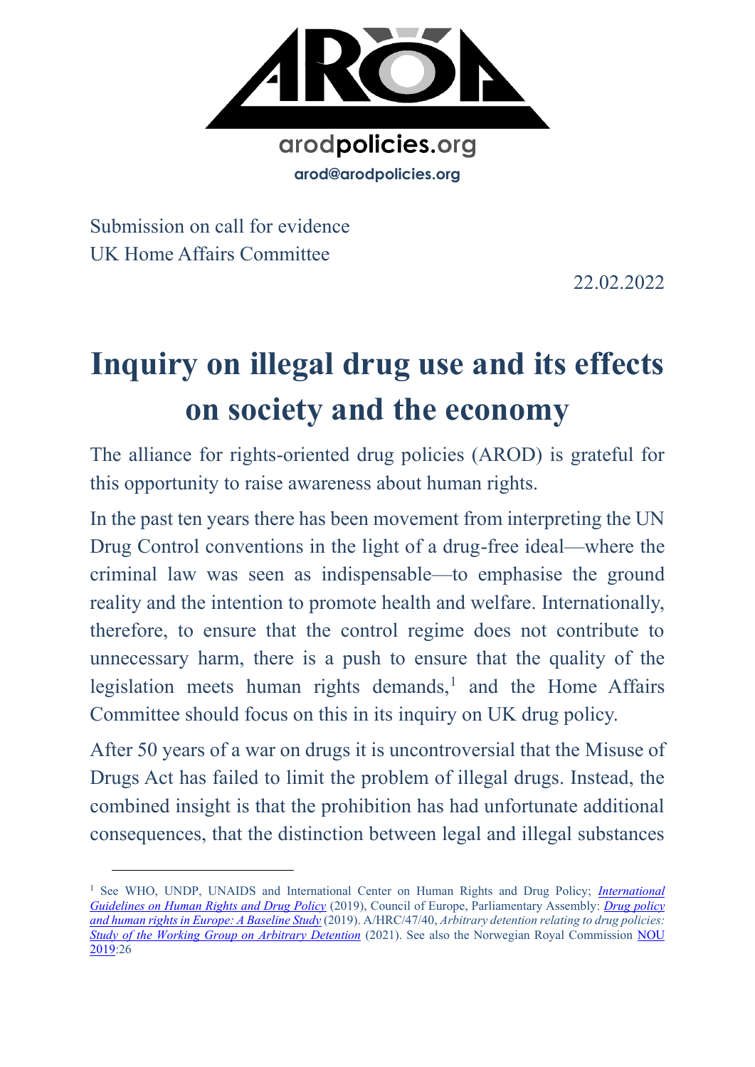arodpolicies.org

arod@arodpolicies.org

Submission on call for evidence
UK Home Affairs Committee

22.02.2022

# Inquiry on illegal drug use and its effects on society and the economy

The alliance for rights-oriented drug policies (AROD) is grateful for this opportunity to raise awareness about human rights.

In the past ten years there has been movement from interpreting the UN Drug Control conventions in the light of a drug-free ideal—where the criminal law was seen as indispensable—to emphasise the ground reality and the intention to promote health and welfare. Internationally, therefore, to ensure that the control regime does not contribute to unnecessary harm, there is a push to ensure that the quality of the legislation meets human rights demands,[1] and the Home Affairs Committee should focus on this in its inquiry on UK drug policy.

After 50 years of a war on drugs it is uncontroversial that the Misuse of Drugs Act has failed to limit the problem of illegal drugs. Instead, the combined insight is that the prohibition has had unfortunate additional consequences, that the distinction between legal and illegal substances

---

[1] See WHO, UNDP, UNAIDS and International Center on Human Rights and Drug Policy; *International Guidelines on Human Rights and Drug Policy* (2019), Council of Europe, Parliamentary Assembly: *Drug policy and human rights in Europe: A Baseline Study* (2019). A/HRC/47/40, *Arbitrary detention relating to drug policies: Study of the Working Group on Arbitrary Detention* (2021). See also the Norwegian Royal Commission NOU 2019:26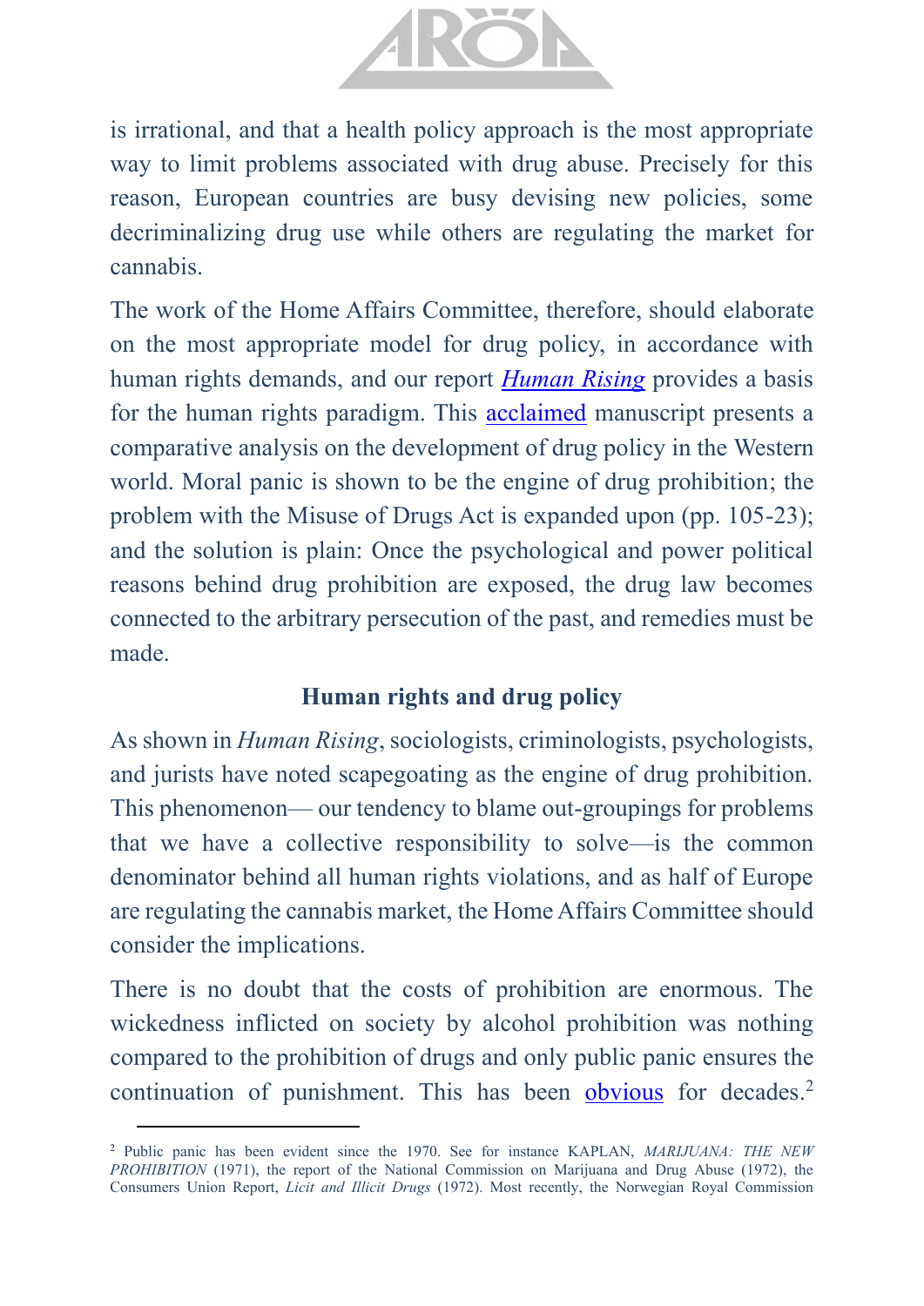is irrational, and that a health policy approach is the most appropriate way to limit problems associated with drug abuse. Precisely for this reason, European countries are busy devising new policies, some decriminalizing drug use while others are regulating the market for cannabis.

The work of the Home Affairs Committee, therefore, should elaborate on the most appropriate model for drug policy, in accordance with human rights demands, and our report *Human Rising* provides a basis for the human rights paradigm. This acclaimed manuscript presents a comparative analysis on the development of drug policy in the Western world. Moral panic is shown to be the engine of drug prohibition; the problem with the Misuse of Drugs Act is expanded upon (pp. 105-23); and the solution is plain: Once the psychological and power political reasons behind drug prohibition are exposed, the drug law becomes connected to the arbitrary persecution of the past, and remedies must be made.

### Human rights and drug policy

As shown in *Human Rising*, sociologists, criminologists, psychologists, and jurists have noted scapegoating as the engine of drug prohibition. This phenomenon— our tendency to blame out-groupings for problems that we have a collective responsibility to solve—is the common denominator behind all human rights violations, and as half of Europe are regulating the cannabis market, the Home Affairs Committee should consider the implications.

There is no doubt that the costs of prohibition are enormous. The wickedness inflicted on society by alcohol prohibition was nothing compared to the prohibition of drugs and only public panic ensures the continuation of punishment. This has been obvious for decades.[2]

[2] Public panic has been evident since the 1970. See for instance KAPLAN, *MARIJUANA: THE NEW PROHIBITION* (1971), the report of the National Commission on Marijuana and Drug Abuse (1972), the Consumers Union Report, *Licit and Illicit Drugs* (1972). Most recently, the Norwegian Royal Commission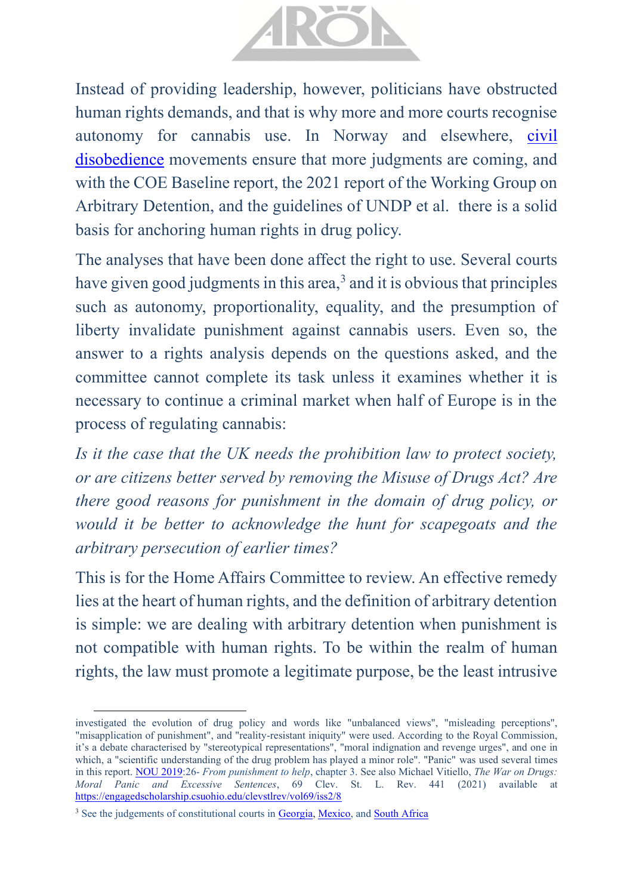Instead of providing leadership, however, politicians have obstructed human rights demands, and that is why more and more courts recognise autonomy for cannabis use. In Norway and elsewhere, civil disobedience movements ensure that more judgments are coming, and with the COE Baseline report, the 2021 report of the Working Group on Arbitrary Detention, and the guidelines of UNDP et al. there is a solid basis for anchoring human rights in drug policy.

The analyses that have been done affect the right to use. Several courts have given good judgments in this area,[3] and it is obvious that principles such as autonomy, proportionality, equality, and the presumption of liberty invalidate punishment against cannabis users. Even so, the answer to a rights analysis depends on the questions asked, and the committee cannot complete its task unless it examines whether it is necessary to continue a criminal market when half of Europe is in the process of regulating cannabis:

*Is it the case that the UK needs the prohibition law to protect society, or are citizens better served by removing the Misuse of Drugs Act? Are there good reasons for punishment in the domain of drug policy, or would it be better to acknowledge the hunt for scapegoats and the arbitrary persecution of earlier times?*

This is for the Home Affairs Committee to review. An effective remedy lies at the heart of human rights, and the definition of arbitrary detention is simple: we are dealing with arbitrary detention when punishment is not compatible with human rights. To be within the realm of human rights, the law must promote a legitimate purpose, be the least intrusive

---

investigated the evolution of drug policy and words like "unbalanced views", "misleading perceptions", "misapplication of punishment", and "reality-resistant iniquity" were used. According to the Royal Commission, it's a debate characterised by "stereotypical representations", "moral indignation and revenge urges", and one in which, a "scientific understanding of the drug problem has played a minor role". "Panic" was used several times in this report. NOU 2019:26- *From punishment to help*, chapter 3. See also Michael Vitiello, *The War on Drugs: Moral Panic and Excessive Sentences*, 69 Clev. St. L. Rev. 441 (2021) available at https://engagedscholarship.csuohio.edu/clevstlrev/vol69/iss2/8

[3] See the judgements of constitutional courts in Georgia, Mexico, and South Africa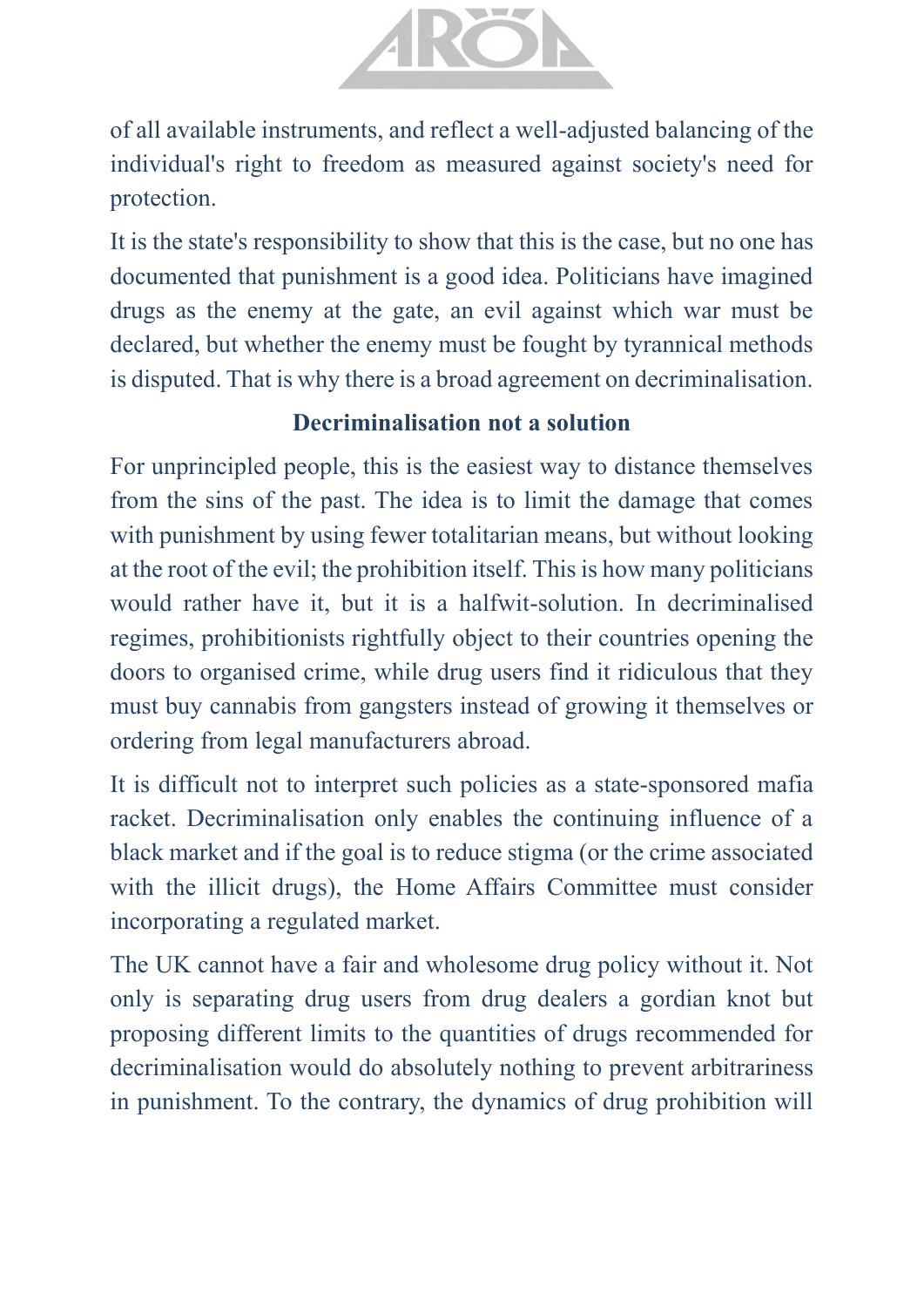of all available instruments, and reflect a well-adjusted balancing of the individual's right to freedom as measured against society's need for protection.

It is the state's responsibility to show that this is the case, but no one has documented that punishment is a good idea. Politicians have imagined drugs as the enemy at the gate, an evil against which war must be declared, but whether the enemy must be fought by tyrannical methods is disputed. That is why there is a broad agreement on decriminalisation.

## Decriminalisation not a solution

For unprincipled people, this is the easiest way to distance themselves from the sins of the past. The idea is to limit the damage that comes with punishment by using fewer totalitarian means, but without looking at the root of the evil; the prohibition itself. This is how many politicians would rather have it, but it is a halfwit-solution. In decriminalised regimes, prohibitionists rightfully object to their countries opening the doors to organised crime, while drug users find it ridiculous that they must buy cannabis from gangsters instead of growing it themselves or ordering from legal manufacturers abroad.

It is difficult not to interpret such policies as a state-sponsored mafia racket. Decriminalisation only enables the continuing influence of a black market and if the goal is to reduce stigma (or the crime associated with the illicit drugs), the Home Affairs Committee must consider incorporating a regulated market.

The UK cannot have a fair and wholesome drug policy without it. Not only is separating drug users from drug dealers a gordian knot but proposing different limits to the quantities of drugs recommended for decriminalisation would do absolutely nothing to prevent arbitrariness in punishment. To the contrary, the dynamics of drug prohibition will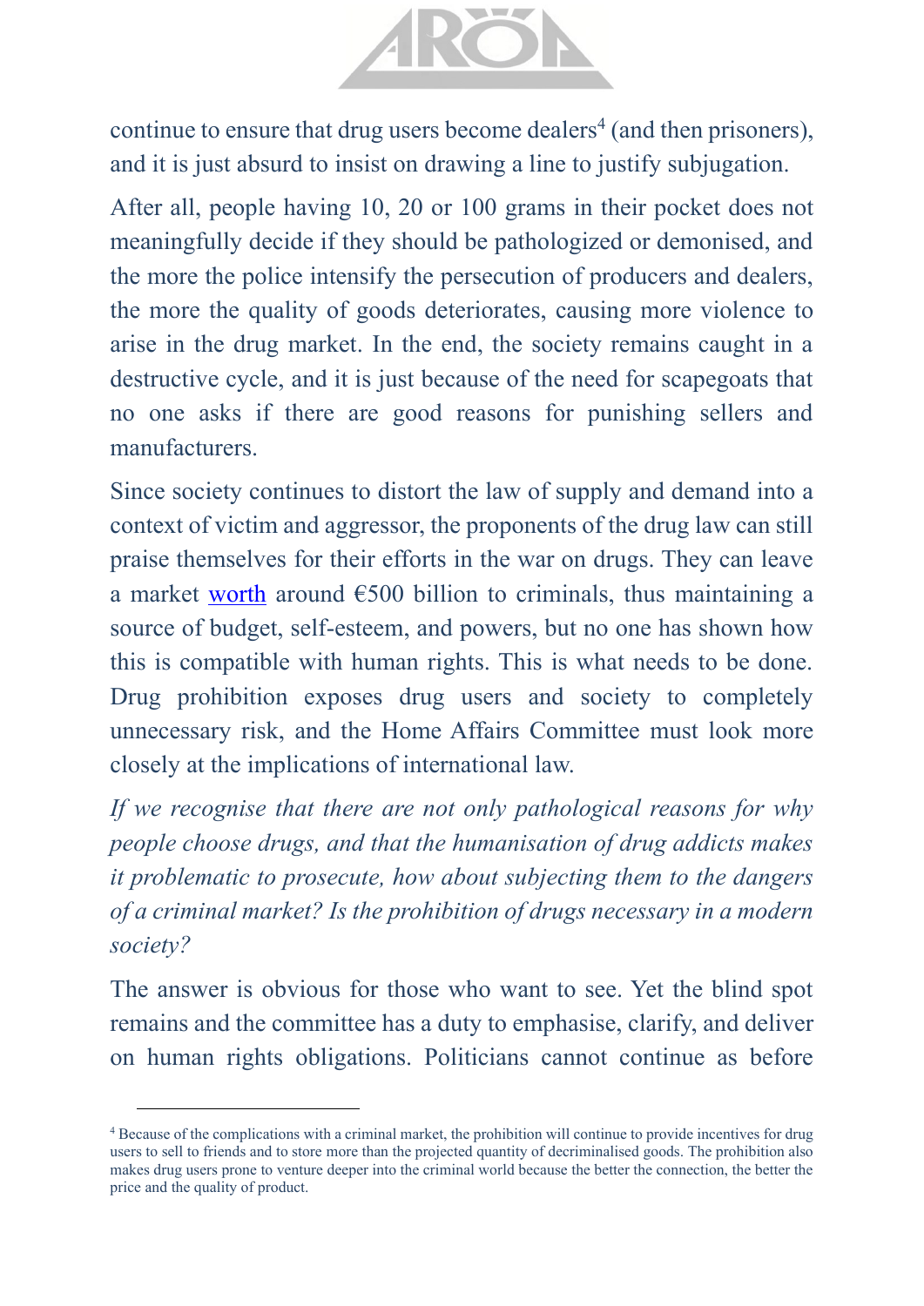continue to ensure that drug users become dealers[4] (and then prisoners), and it is just absurd to insist on drawing a line to justify subjugation.

After all, people having 10, 20 or 100 grams in their pocket does not meaningfully decide if they should be pathologized or demonised, and the more the police intensify the persecution of producers and dealers, the more the quality of goods deteriorates, causing more violence to arise in the drug market. In the end, the society remains caught in a destructive cycle, and it is just because of the need for scapegoats that no one asks if there are good reasons for punishing sellers and manufacturers.

Since society continues to distort the law of supply and demand into a context of victim and aggressor, the proponents of the drug law can still praise themselves for their efforts in the war on drugs. They can leave a market worth around €500 billion to criminals, thus maintaining a source of budget, self-esteem, and powers, but no one has shown how this is compatible with human rights. This is what needs to be done. Drug prohibition exposes drug users and society to completely unnecessary risk, and the Home Affairs Committee must look more closely at the implications of international law.

*If we recognise that there are not only pathological reasons for why people choose drugs, and that the humanisation of drug addicts makes it problematic to prosecute, how about subjecting them to the dangers of a criminal market? Is the prohibition of drugs necessary in a modern society?*

The answer is obvious for those who want to see. Yet the blind spot remains and the committee has a duty to emphasise, clarify, and deliver on human rights obligations. Politicians cannot continue as before

---

[4] Because of the complications with a criminal market, the prohibition will continue to provide incentives for drug users to sell to friends and to store more than the projected quantity of decriminalised goods. The prohibition also makes drug users prone to venture deeper into the criminal world because the better the connection, the better the price and the quality of product.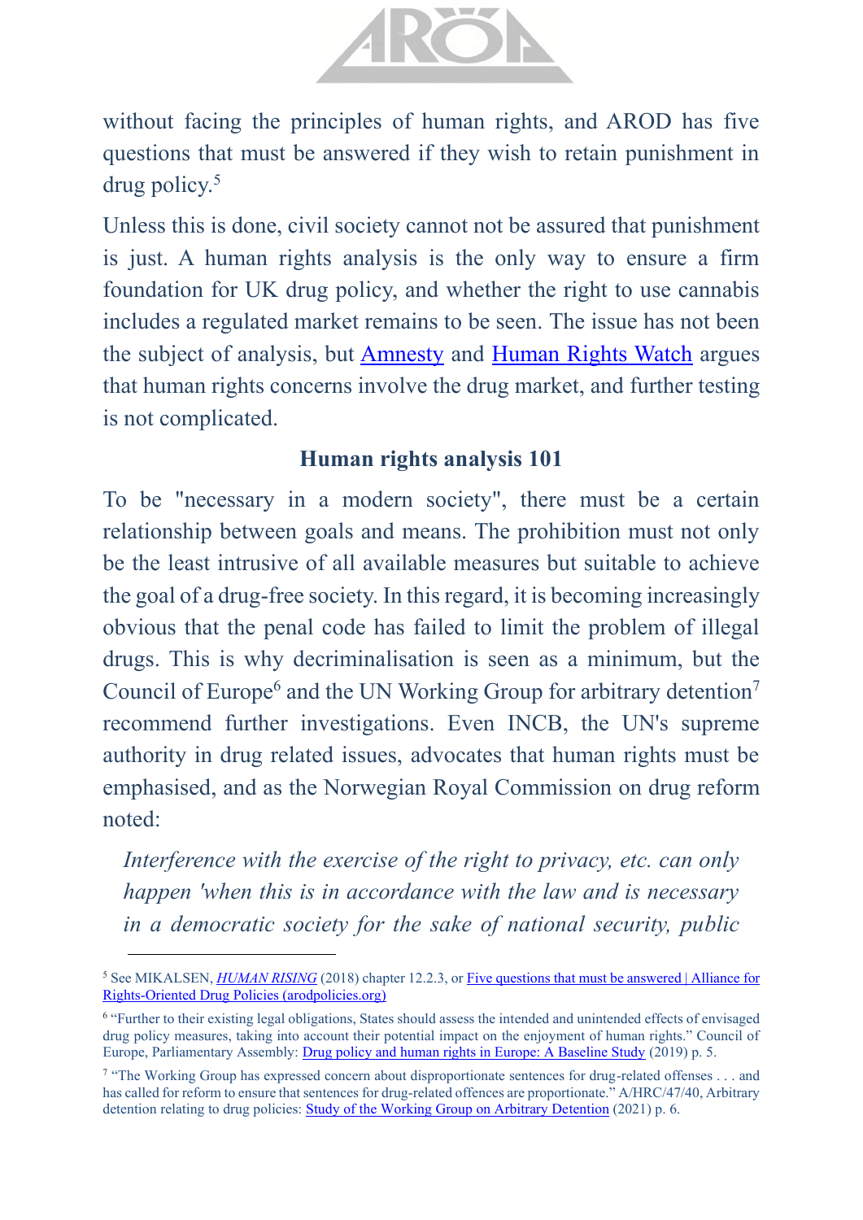without facing the principles of human rights, and AROD has five questions that must be answered if they wish to retain punishment in drug policy.[5]

Unless this is done, civil society cannot not be assured that punishment is just. A human rights analysis is the only way to ensure a firm foundation for UK drug policy, and whether the right to use cannabis includes a regulated market remains to be seen. The issue has not been the subject of analysis, but Amnesty and Human Rights Watch argues that human rights concerns involve the drug market, and further testing is not complicated.

## Human rights analysis 101

To be "necessary in a modern society", there must be a certain relationship between goals and means. The prohibition must not only be the least intrusive of all available measures but suitable to achieve the goal of a drug-free society. In this regard, it is becoming increasingly obvious that the penal code has failed to limit the problem of illegal drugs. This is why decriminalisation is seen as a minimum, but the Council of Europe[6] and the UN Working Group for arbitrary detention[7] recommend further investigations. Even INCB, the UN's supreme authority in drug related issues, advocates that human rights must be emphasised, and as the Norwegian Royal Commission on drug reform noted:

> *Interference with the exercise of the right to privacy, etc. can only happen 'when this is in accordance with the law and is necessary in a democratic society for the sake of national security, public*

---

[5] See MIKALSEN, *HUMAN RISING* (2018) chapter 12.2.3, or Five questions that must be answered | Alliance for Rights-Oriented Drug Policies (arodpolicies.org)

[6] "Further to their existing legal obligations, States should assess the intended and unintended effects of envisaged drug policy measures, taking into account their potential impact on the enjoyment of human rights." Council of Europe, Parliamentary Assembly: Drug policy and human rights in Europe: A Baseline Study (2019) p. 5.

[7] "The Working Group has expressed concern about disproportionate sentences for drug-related offenses . . . and has called for reform to ensure that sentences for drug-related offences are proportionate." A/HRC/47/40, Arbitrary detention relating to drug policies: Study of the Working Group on Arbitrary Detention (2021) p. 6.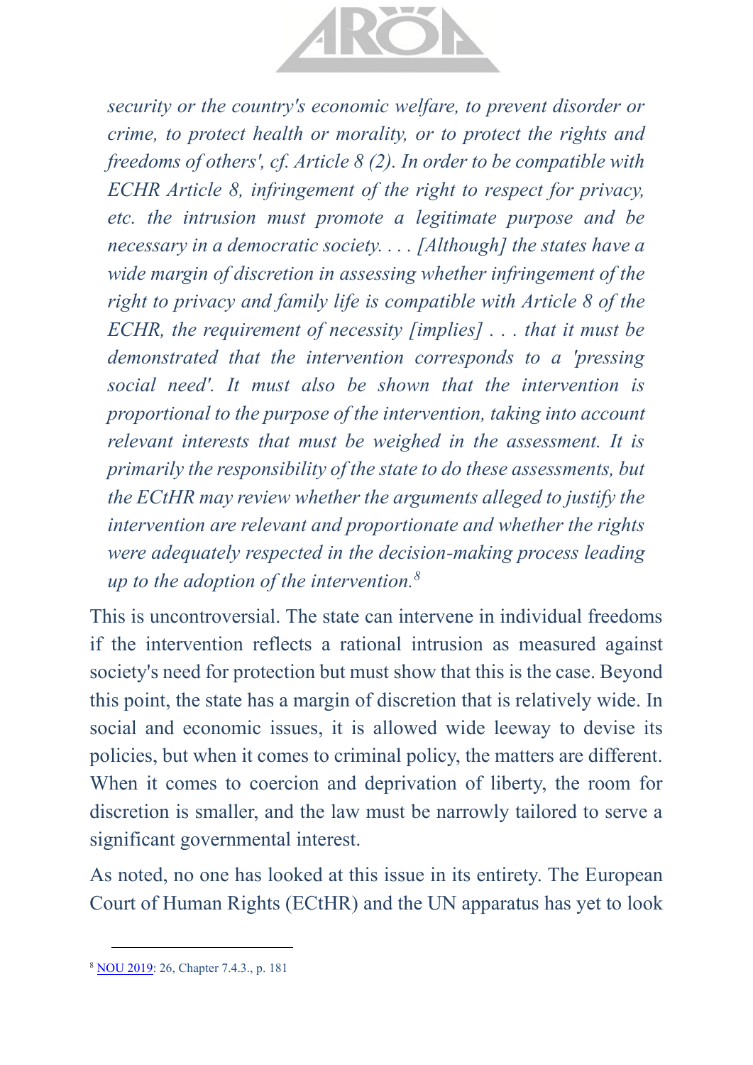> *security or the country's economic welfare, to prevent disorder or crime, to protect health or morality, or to protect the rights and freedoms of others', cf. Article 8 (2). In order to be compatible with ECHR Article 8, infringement of the right to respect for privacy, etc. the intrusion must promote a legitimate purpose and be necessary in a democratic society. . . . [Although] the states have a wide margin of discretion in assessing whether infringement of the right to privacy and family life is compatible with Article 8 of the ECHR, the requirement of necessity [implies] . . . that it must be demonstrated that the intervention corresponds to a 'pressing social need'. It must also be shown that the intervention is proportional to the purpose of the intervention, taking into account relevant interests that must be weighed in the assessment. It is primarily the responsibility of the state to do these assessments, but the ECtHR may review whether the arguments alleged to justify the intervention are relevant and proportionate and whether the rights were adequately respected in the decision-making process leading up to the adoption of the intervention.*[8]

This is uncontroversial. The state can intervene in individual freedoms if the intervention reflects a rational intrusion as measured against society's need for protection but must show that this is the case. Beyond this point, the state has a margin of discretion that is relatively wide. In social and economic issues, it is allowed wide leeway to devise its policies, but when it comes to criminal policy, the matters are different. When it comes to coercion and deprivation of liberty, the room for discretion is smaller, and the law must be narrowly tailored to serve a significant governmental interest.

As noted, no one has looked at this issue in its entirety. The European Court of Human Rights (ECtHR) and the UN apparatus has yet to look

---

[8] NOU 2019: 26, Chapter 7.4.3., p. 181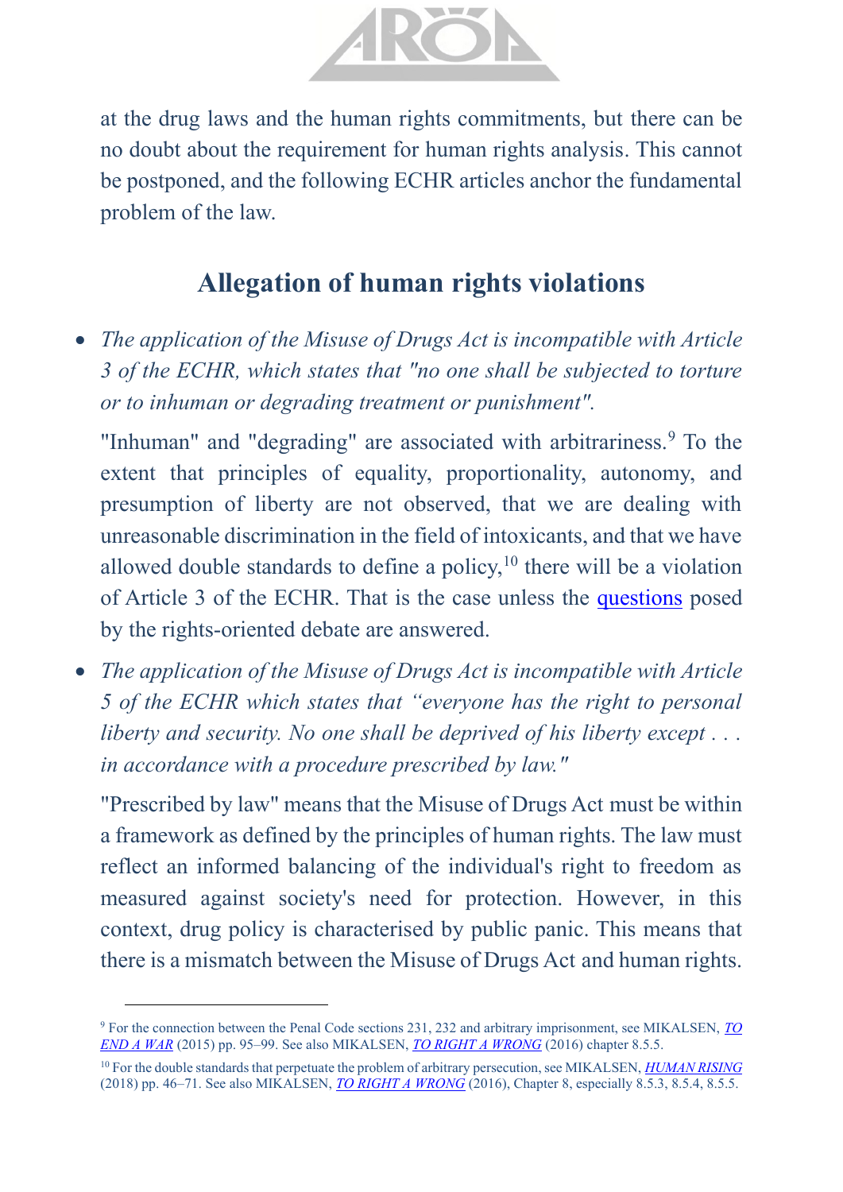at the drug laws and the human rights commitments, but there can be no doubt about the requirement for human rights analysis. This cannot be postponed, and the following ECHR articles anchor the fundamental problem of the law.

## Allegation of human rights violations

- *The application of the Misuse of Drugs Act is incompatible with Article 3 of the ECHR, which states that "no one shall be subjected to torture or to inhuman or degrading treatment or punishment".*

  "Inhuman" and "degrading" are associated with arbitrariness.[9] To the extent that principles of equality, proportionality, autonomy, and presumption of liberty are not observed, that we are dealing with unreasonable discrimination in the field of intoxicants, and that we have allowed double standards to define a policy,[10] there will be a violation of Article 3 of the ECHR. That is the case unless the questions posed by the rights-oriented debate are answered.

- *The application of the Misuse of Drugs Act is incompatible with Article 5 of the ECHR which states that "everyone has the right to personal liberty and security. No one shall be deprived of his liberty except . . . in accordance with a procedure prescribed by law."*

  "Prescribed by law" means that the Misuse of Drugs Act must be within a framework as defined by the principles of human rights. The law must reflect an informed balancing of the individual's right to freedom as measured against society's need for protection. However, in this context, drug policy is characterised by public panic. This means that there is a mismatch between the Misuse of Drugs Act and human rights.

---

[9] For the connection between the Penal Code sections 231, 232 and arbitrary imprisonment, see MIKALSEN, *TO END A WAR* (2015) pp. 95–99. See also MIKALSEN, *TO RIGHT A WRONG* (2016) chapter 8.5.5.

[10] For the double standards that perpetuate the problem of arbitrary persecution, see MIKALSEN, *HUMAN RISING* (2018) pp. 46–71. See also MIKALSEN, *TO RIGHT A WRONG* (2016), Chapter 8, especially 8.5.3, 8.5.4, 8.5.5.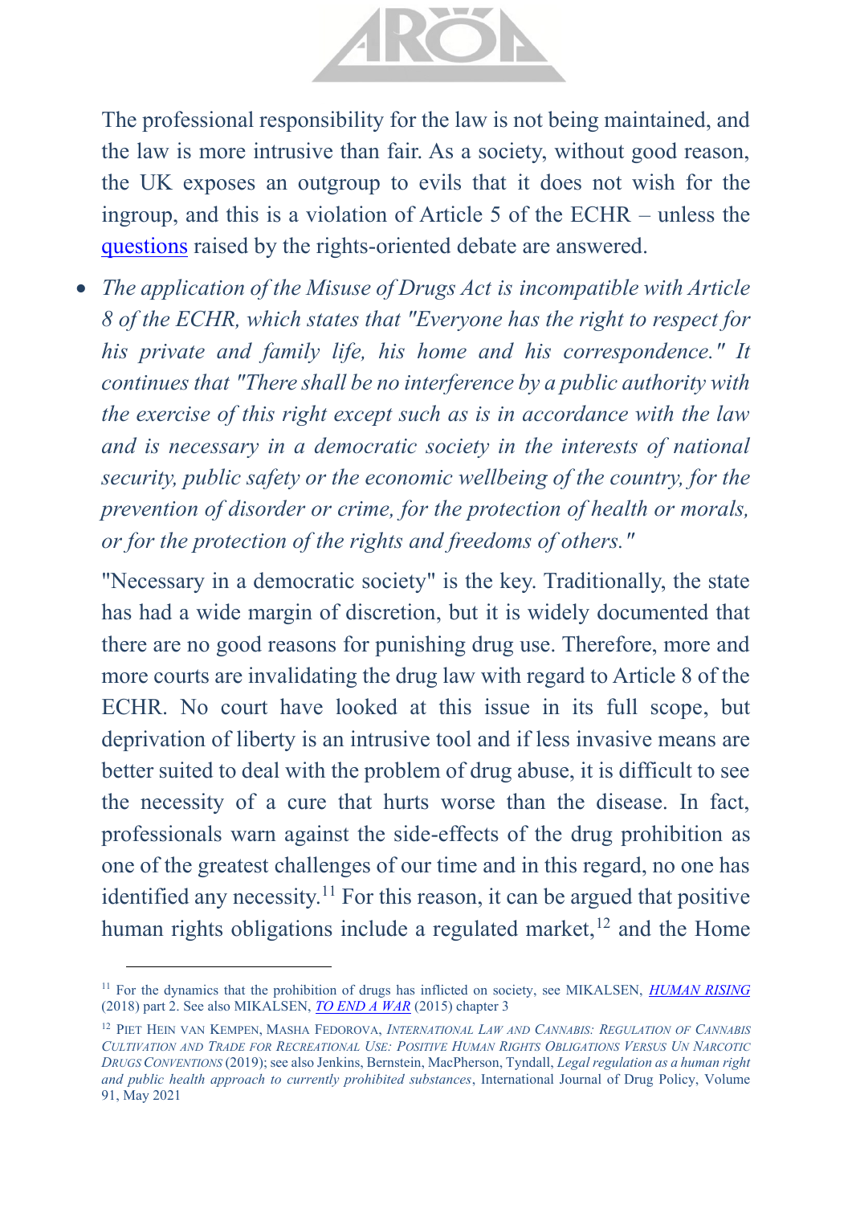The professional responsibility for the law is not being maintained, and the law is more intrusive than fair. As a society, without good reason, the UK exposes an outgroup to evils that it does not wish for the ingroup, and this is a violation of Article 5 of the ECHR – unless the [questions](#) raised by the rights-oriented debate are answered.

- *The application of the Misuse of Drugs Act is incompatible with Article 8 of the ECHR, which states that "Everyone has the right to respect for his private and family life, his home and his correspondence." It continues that "There shall be no interference by a public authority with the exercise of this right except such as is in accordance with the law and is necessary in a democratic society in the interests of national security, public safety or the economic wellbeing of the country, for the prevention of disorder or crime, for the protection of health or morals, or for the protection of the rights and freedoms of others."*

  "Necessary in a democratic society" is the key. Traditionally, the state has had a wide margin of discretion, but it is widely documented that there are no good reasons for punishing drug use. Therefore, more and more courts are invalidating the drug law with regard to Article 8 of the ECHR. No court have looked at this issue in its full scope, but deprivation of liberty is an intrusive tool and if less invasive means are better suited to deal with the problem of drug abuse, it is difficult to see the necessity of a cure that hurts worse than the disease. In fact, professionals warn against the side-effects of the drug prohibition as one of the greatest challenges of our time and in this regard, no one has identified any necessity.[11] For this reason, it can be argued that positive human rights obligations include a regulated market,[12] and the Home

---

[11] For the dynamics that the prohibition of drugs has inflicted on society, see MIKALSEN, [*HUMAN RISING*](#) (2018) part 2. See also MIKALSEN, [*TO END A WAR*](#) (2015) chapter 3

[12] PIET HEIN VAN KEMPEN, MASHA FEDOROVA, *INTERNATIONAL LAW AND CANNABIS: REGULATION OF CANNABIS CULTIVATION AND TRADE FOR RECREATIONAL USE: POSITIVE HUMAN RIGHTS OBLIGATIONS VERSUS UN NARCOTIC DRUGS CONVENTIONS* (2019); see also Jenkins, Bernstein, MacPherson, Tyndall, *Legal regulation as a human right and public health approach to currently prohibited substances*, International Journal of Drug Policy, Volume 91, May 2021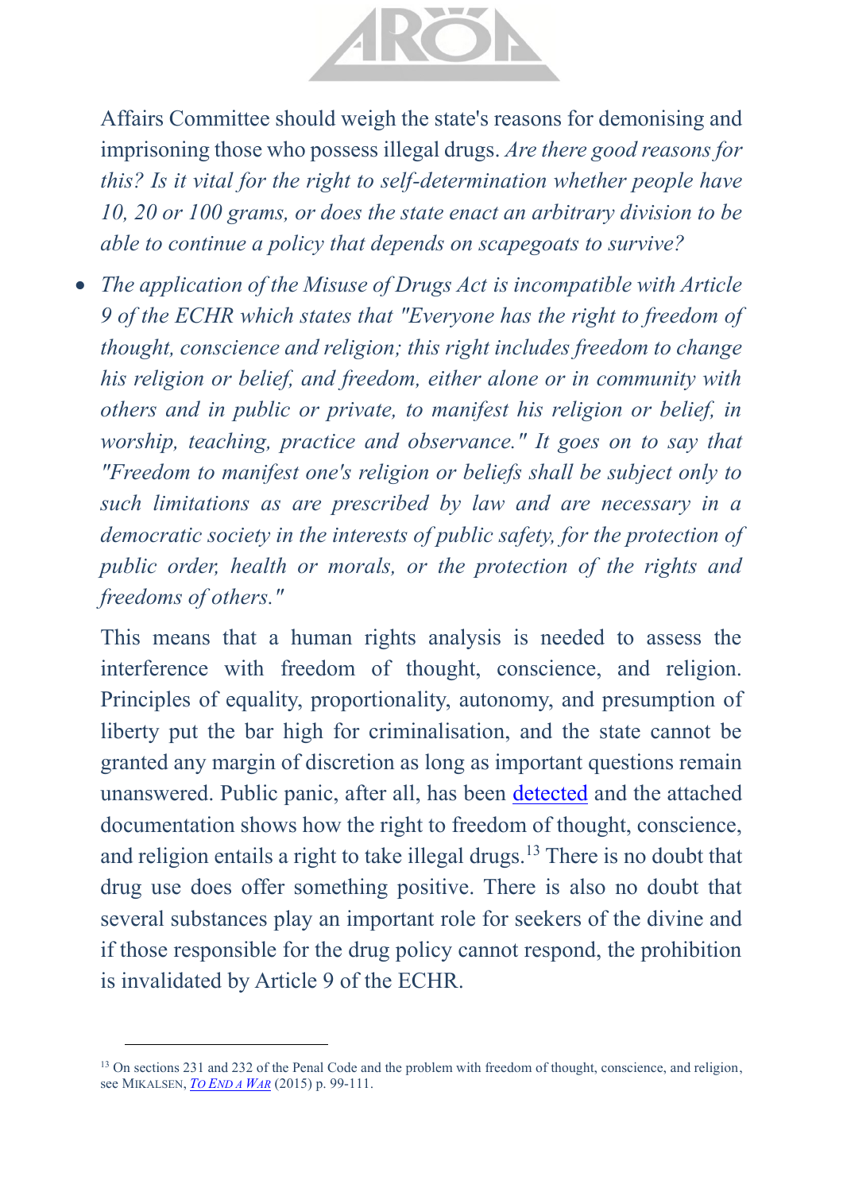Affairs Committee should weigh the state's reasons for demonising and imprisoning those who possess illegal drugs. *Are there good reasons for this? Is it vital for the right to self-determination whether people have 10, 20 or 100 grams, or does the state enact an arbitrary division to be able to continue a policy that depends on scapegoats to survive?*

- *The application of the Misuse of Drugs Act is incompatible with Article 9 of the ECHR which states that "Everyone has the right to freedom of thought, conscience and religion; this right includes freedom to change his religion or belief, and freedom, either alone or in community with others and in public or private, to manifest his religion or belief, in worship, teaching, practice and observance." It goes on to say that "Freedom to manifest one's religion or beliefs shall be subject only to such limitations as are prescribed by law and are necessary in a democratic society in the interests of public safety, for the protection of public order, health or morals, or the protection of the rights and freedoms of others."*

  This means that a human rights analysis is needed to assess the interference with freedom of thought, conscience, and religion. Principles of equality, proportionality, autonomy, and presumption of liberty put the bar high for criminalisation, and the state cannot be granted any margin of discretion as long as important questions remain unanswered. Public panic, after all, has been detected and the attached documentation shows how the right to freedom of thought, conscience, and religion entails a right to take illegal drugs.[13] There is no doubt that drug use does offer something positive. There is also no doubt that several substances play an important role for seekers of the divine and if those responsible for the drug policy cannot respond, the prohibition is invalidated by Article 9 of the ECHR.

[13] On sections 231 and 232 of the Penal Code and the problem with freedom of thought, conscience, and religion, see MIKALSEN, *TO END A WAR* (2015) p. 99-111.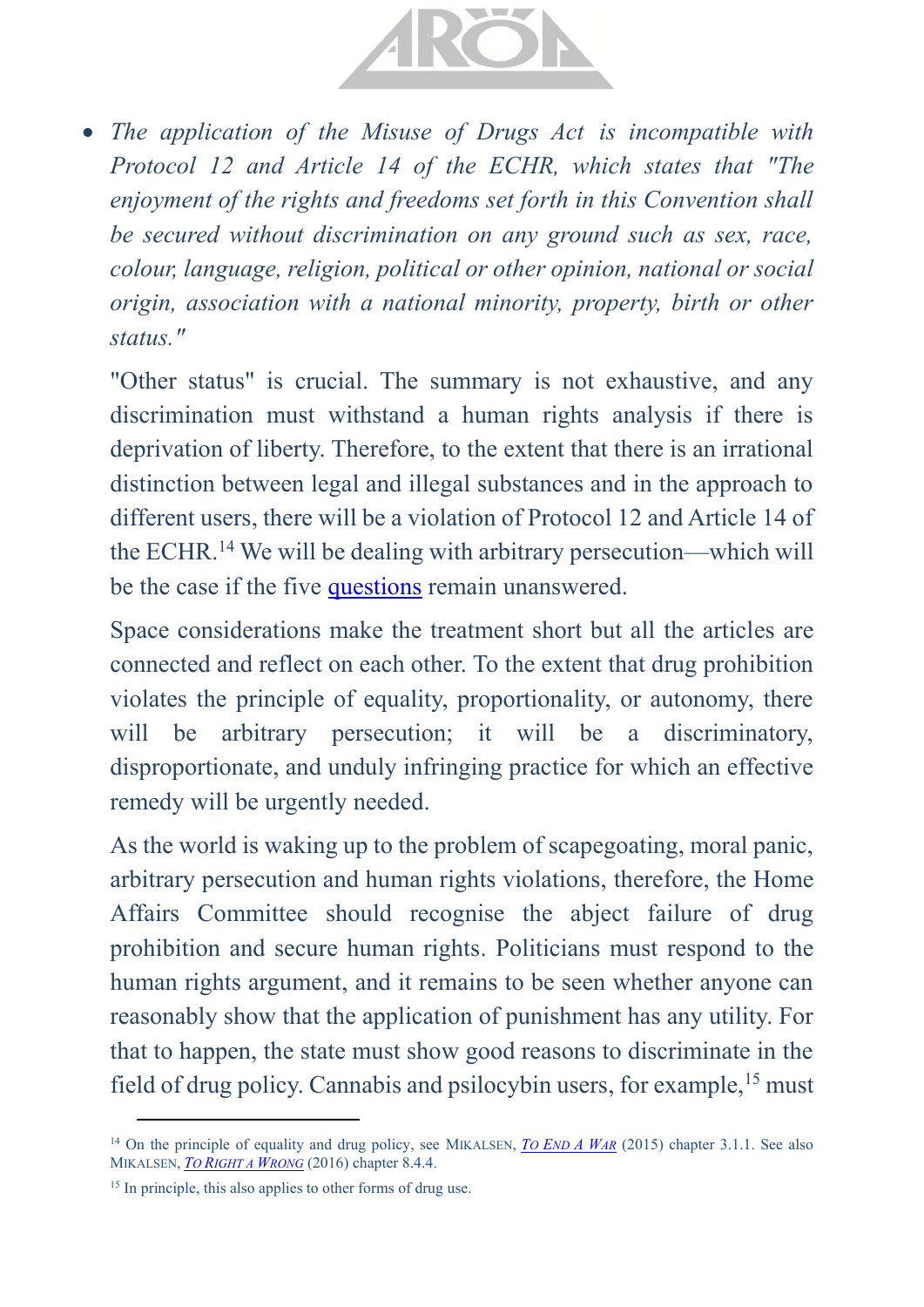- *The application of the Misuse of Drugs Act is incompatible with Protocol 12 and Article 14 of the ECHR, which states that "The enjoyment of the rights and freedoms set forth in this Convention shall be secured without discrimination on any ground such as sex, race, colour, language, religion, political or other opinion, national or social origin, association with a national minority, property, birth or other status."*

  "Other status" is crucial. The summary is not exhaustive, and any discrimination must withstand a human rights analysis if there is deprivation of liberty. Therefore, to the extent that there is an irrational distinction between legal and illegal substances and in the approach to different users, there will be a violation of Protocol 12 and Article 14 of the ECHR.[14] We will be dealing with arbitrary persecution—which will be the case if the five questions remain unanswered.

  Space considerations make the treatment short but all the articles are connected and reflect on each other. To the extent that drug prohibition violates the principle of equality, proportionality, or autonomy, there will be arbitrary persecution; it will be a discriminatory, disproportionate, and unduly infringing practice for which an effective remedy will be urgently needed.

  As the world is waking up to the problem of scapegoating, moral panic, arbitrary persecution and human rights violations, therefore, the Home Affairs Committee should recognise the abject failure of drug prohibition and secure human rights. Politicians must respond to the human rights argument, and it remains to be seen whether anyone can reasonably show that the application of punishment has any utility. For that to happen, the state must show good reasons to discriminate in the field of drug policy. Cannabis and psilocybin users, for example,[15] must

---

[14] On the principle of equality and drug policy, see MIKALSEN, *TO END A WAR* (2015) chapter 3.1.1. See also MIKALSEN, *TO RIGHT A WRONG* (2016) chapter 8.4.4.

[15] In principle, this also applies to other forms of drug use.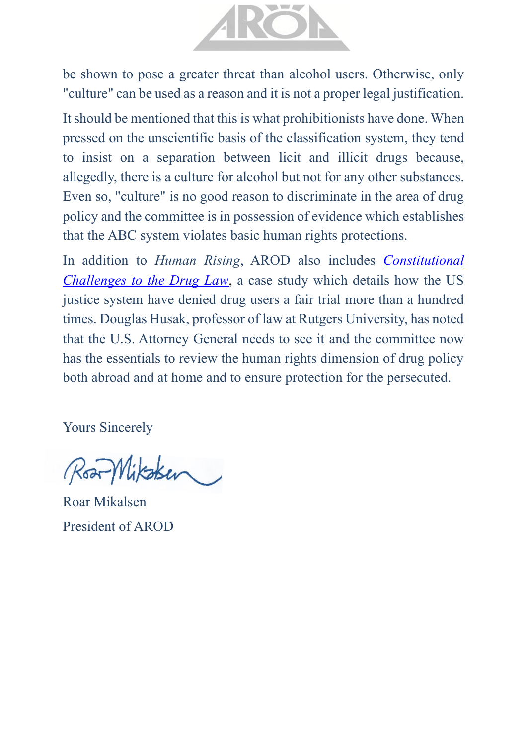be shown to pose a greater threat than alcohol users. Otherwise, only "culture" can be used as a reason and it is not a proper legal justification.

It should be mentioned that this is what prohibitionists have done. When pressed on the unscientific basis of the classification system, they tend to insist on a separation between licit and illicit drugs because, allegedly, there is a culture for alcohol but not for any other substances. Even so, "culture" is no good reason to discriminate in the area of drug policy and the committee is in possession of evidence which establishes that the ABC system violates basic human rights protections.

In addition to *Human Rising*, AROD also includes *Constitutional Challenges to the Drug Law*, a case study which details how the US justice system have denied drug users a fair trial more than a hundred times. Douglas Husak, professor of law at Rutgers University, has noted that the U.S. Attorney General needs to see it and the committee now has the essentials to review the human rights dimension of drug policy both abroad and at home and to ensure protection for the persecuted.

Yours Sincerely

Roar Mikalsen

President of AROD